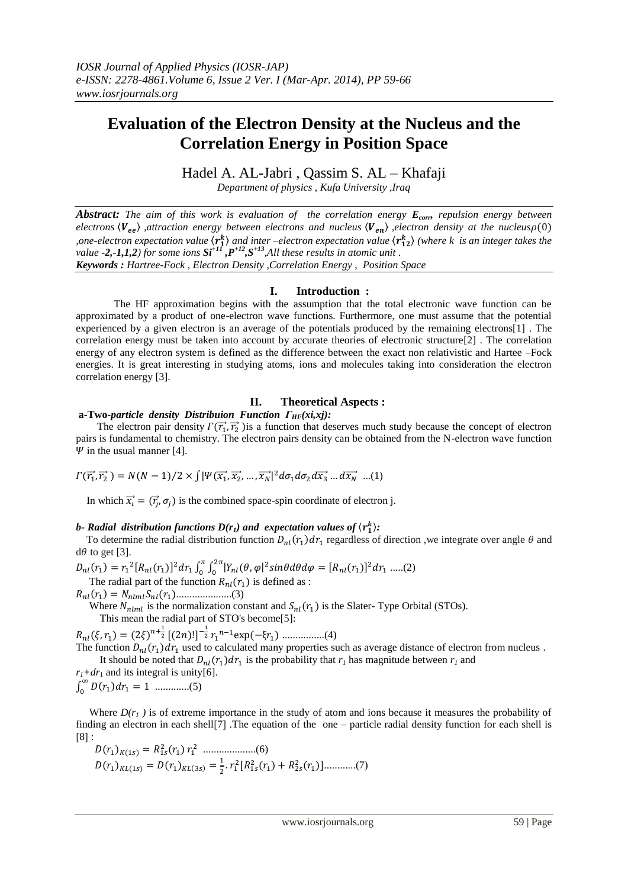# Evaluation of the Electron Density at the Nucleus and the Correlation Energy in Position Space

Hadel A. AL-Jabri , Qassim S. AL – Khafaji

*Department of physics , Kufa University ,Iraq*

***Abstract:*** *The aim of this work is evaluation of the correlation energy $\boldsymbol{E_{corr}}$, repulsion energy between electrons $\langle \boldsymbol{V_{ee}} \rangle$ ,attraction energy between electrons and nucleus $\langle \boldsymbol{V_{en}} \rangle$ ,electron density at the nucleus $\rho(0)$ ,one-electron expectation value $\langle \boldsymbol{r_1^k} \rangle$ and inter –electron expectation value $\langle \boldsymbol{r_{12}^k} \rangle$ (where k is an integer takes the value -2,-1,1,2) for some ions $\boldsymbol{Si^{+11}}$ ,$P^{+12}$,$S^{+13}$,All these results in atomic unit .*

***Keywords :*** *Hartree-Fock , Electron Density ,Correlation Energy , Position Space*

## I. Introduction :

The HF approximation begins with the assumption that the total electronic wave function can be approximated by a product of one-electron wave functions. Furthermore, one must assume that the potential experienced by a given electron is an average of the potentials produced by the remaining electrons[1] . The correlation energy must be taken into account by accurate theories of electronic structure[2] . The correlation energy of any electron system is defined as the difference between the exact non relativistic and Hartee –Fock energies. It is great interesting in studying atoms, ions and molecules taking into consideration the electron correlation energy [3].

## II. Theoretical Aspects :

**a-Two-*particle density Distribuion Function $\Gamma_{HF}(xi,xj)$:***

The electron pair density $\Gamma(\vec{r_1},\vec{r_2})$ is a function that deserves much study because the concept of electron pairs is fundamental to chemistry. The electron pairs density can be obtained from the N-electron wave function $\Psi$ in the usual manner [4].

$$\Gamma(\vec{r_1},\vec{r_2}) = N(N-1)/2 \times \int |\Psi(\vec{x_1},\vec{x_2},\dots,\vec{x_N}|^2 d\sigma_1 d\sigma_2 d\vec{x_3} \dots d\vec{x_N} \quad \dots(1)$$

In which $\vec{x_i} = (\vec{r_j},\sigma_j)$ is the combined space-spin coordinate of electron j.

***b- Radial distribution functions $D(r_1)$ and expectation values of $\langle r_1^k \rangle$:***

To determine the radial distribution function $D_{nl}(r_1)dr_1$ regardless of direction ,we integrate over angle $\theta$ and $d\theta$ to get [3].

$$D_{nl}(r_1) = r_1^2[R_{nl}(r_1)]^2 dr_1 \int_0^{\pi}\int_0^{2\pi} |Y_{nl}(\theta,\varphi|^2 sin\theta d\theta d\varphi = [R_{nl}(r_1)]^2 dr_1 \quad \dots..(2)$$

The radial part of the function $R_{nl}(r_1)$ is defined as :

$$R_{nl}(r_1) = N_{nlml} S_{nl}(r_1) \quad \dots\dots\dots\dots(3)$$

Where $N_{nlml}$ is the normalization constant and $S_{nl}(r_1)$ is the Slater- Type Orbital (STOs).

This mean the radial part of STO's become[5]:

$$R_{nl}(\xi,r_1) = (2\xi)^{n+\frac{1}{2}}[(2n)!]^{-\frac{1}{2}} r_1^{n-1}\exp(-\xi r_1) \quad \dots\dots\dots\dots(4)$$

The function $D_{nl}(r_1)dr_1$ used to calculated many properties such as average distance of electron from nucleus .

It should be noted that $D_{nl}(r_1)dr_1$ is the probability that $r_1$ has magnitude between $r_1$ and $r_1+dr_1$ and its integral is unity[6].

$$\int_0^{\infty} D(r_1)dr_1 = 1 \quad \dots\dots\dots..(5)$$

Where $D(r_1)$ is of extreme importance in the study of atom and ions because it measures the probability of finding an electron in each shell[7] .The equation of the one – particle radial density function for each shell is [8] :

$$D(r_1)_{K(1s)} = R_{1s}^2(r_1)\, r_1^2 \quad \dots\dots\dots\dots(6)$$

$$D(r_1)_{KL(1s)} = D(r_1)_{KL(3s)} = \frac{1}{2}.r_1^2[R_{1s}^2(r_1) + R_{2s}^2(r_1)] \dots\dots\dots..(7)$$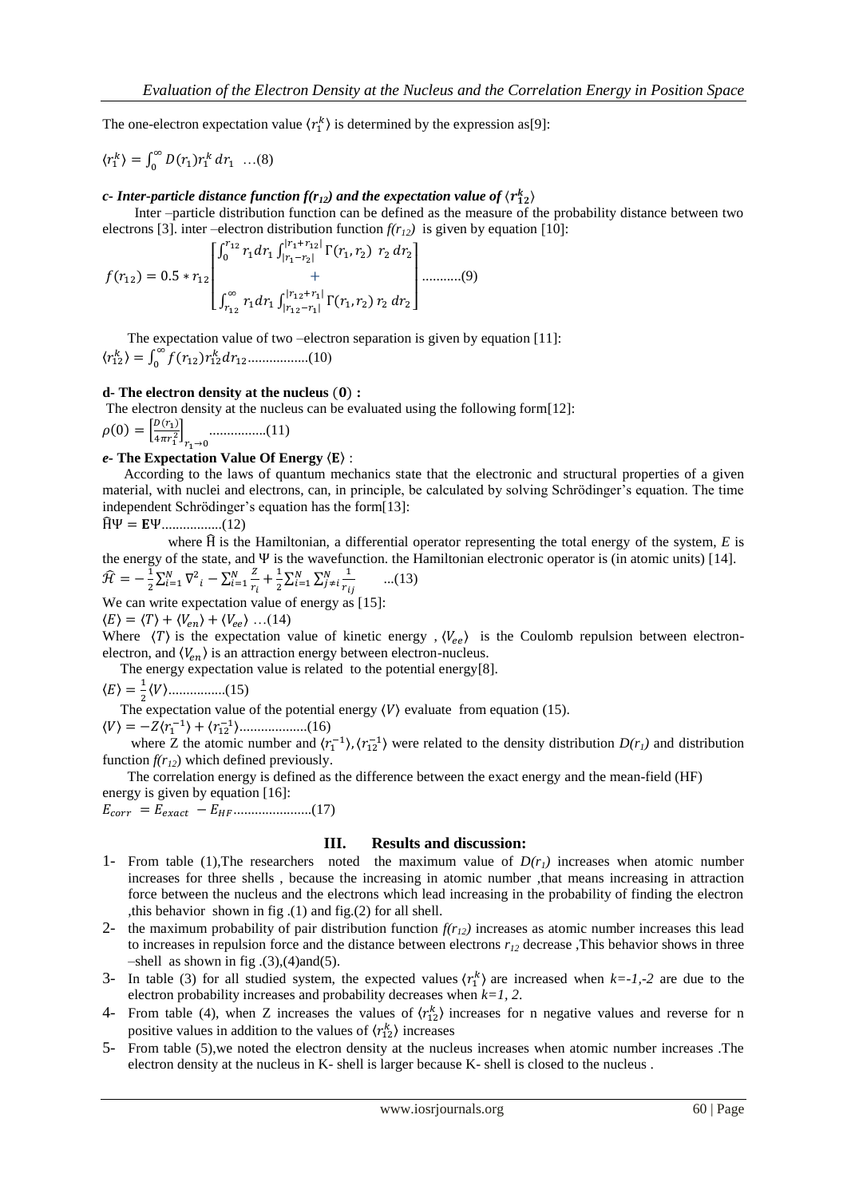The one-electron expectation value $\langle r_1^k \rangle$ is determined by the expression as[9]:

$$\langle r_1^k \rangle = \int_0^\infty D(r_1) r_1^k \, dr_1 \quad \ldots(8)$$

### *c- Inter-particle distance function $f(r_{12})$ and the expectation value of $\langle r_{12}^k \rangle$*

Inter –particle distribution function can be defined as the measure of the probability distance between two electrons [3]. inter –electron distribution function $f(r_{12})$ is given by equation [10]:

$$f(r_{12}) = 0.5 * r_{12} \begin{bmatrix} \int_0^{r_{12}} r_1 dr_1 \int_{|r_1 - r_{12}|}^{|r_1 + r_{12}|} \Gamma(r_1, r_2) \; r_2 \, dr_2 \\ + \\ \int_{r_{12}}^{\infty} r_1 dr_1 \int_{|r_{12} - r_1|}^{|r_{12} + r_1|} \Gamma(r_1, r_2) \, r_2 \, dr_2 \end{bmatrix} \ldots\ldots\ldots(9)$$

The expectation value of two –electron separation is given by equation [11]:

$$\langle r_{12}^k \rangle = \int_0^\infty f(r_{12}) r_{12}^k dr_{12} \ldots\ldots\ldots\ldots\ldots(10)$$

### d- The electron density at the nucleus $(0)$ :

The electron density at the nucleus can be evaluated using the following form[12]:

$$\rho(0) = \left[\frac{D(r_1)}{4\pi r_1^2}\right]_{r_1 \to 0} \ldots\ldots\ldots\ldots\ldots(11)$$

### *e-* The Expectation Value Of Energy $\langle \mathbf{E} \rangle$ :

According to the laws of quantum mechanics state that the electronic and structural properties of a given material, with nuclei and electrons, can, in principle, be calculated by solving Schrödinger's equation. The time independent Schrödinger's equation has the form[13]:

$$\widehat{\mathrm{H}}\Psi = \mathbf{E}\Psi \ldots\ldots\ldots\ldots\ldots(12)$$

where $\widehat{\mathrm{H}}$ is the Hamiltonian, a differential operator representing the total energy of the system, $E$ is the energy of the state, and $\Psi$ is the wavefunction. the Hamiltonian electronic operator is (in atomic units) [14].

$$\widehat{\mathcal{H}} = -\frac{1}{2}\sum_{i=1}^{N} \nabla^2{}_i - \sum_{i=1}^{N} \frac{Z}{r_i} + \frac{1}{2}\sum_{i=1}^{N}\sum_{j \neq i}^{N} \frac{1}{r_{ij}} \quad \ldots(13)$$

We can write expectation value of energy as [15]:

$$\langle E \rangle = \langle T \rangle + \langle V_{en} \rangle + \langle V_{ee} \rangle \; \ldots(14)$$

Where $\langle T \rangle$ is the expectation value of kinetic energy , $\langle V_{ee} \rangle$ is the Coulomb repulsion between electron-electron, and $\langle V_{en} \rangle$ is an attraction energy between electron-nucleus.

The energy expectation value is related to the potential energy[8].

$$\langle E \rangle = \frac{1}{2}\langle V \rangle \ldots\ldots\ldots\ldots\ldots(15)$$

The expectation value of the potential energy $\langle V \rangle$ evaluate from equation (15).

$$\langle V \rangle = -Z\langle r_1^{-1} \rangle + \langle r_{12}^{-1} \rangle \ldots\ldots\ldots\ldots\ldots\ldots(16)$$

where Z the atomic number and $\langle r_1^{-1} \rangle, \langle r_{12}^{-1} \rangle$ were related to the density distribution $D(r_1)$ and distribution function $f(r_{12})$ which defined previously.

The correlation energy is defined as the difference between the exact energy and the mean-field (HF) energy is given by equation [16]:

$$E_{corr} = E_{exact} - E_{HF} \ldots\ldots\ldots\ldots\ldots\ldots\ldots(17)$$

## III. Results and discussion:

1- From table (1),The researchers noted the maximum value of $D(r_1)$ increases when atomic number increases for three shells , because the increasing in atomic number ,that means increasing in attraction force between the nucleus and the electrons which lead increasing in the probability of finding the electron ,this behavior shown in fig .(1) and fig.(2) for all shell.
2- the maximum probability of pair distribution function $f(r_{12})$ increases as atomic number increases this lead to increases in repulsion force and the distance between electrons $r_{12}$ decrease ,This behavior shows in three –shell as shown in fig .(3),(4)and(5).
3- In table (3) for all studied system, the expected values $\langle r_1^k \rangle$ are increased when $k=-1,-2$ are due to the electron probability increases and probability decreases when $k=1, 2$.
4- From table (4), when Z increases the values of $\langle r_{12}^k \rangle$ increases for n negative values and reverse for n positive values in addition to the values of $\langle r_{12}^k \rangle$ increases
5- From table (5),we noted the electron density at the nucleus increases when atomic number increases .The electron density at the nucleus in K- shell is larger because K- shell is closed to the nucleus .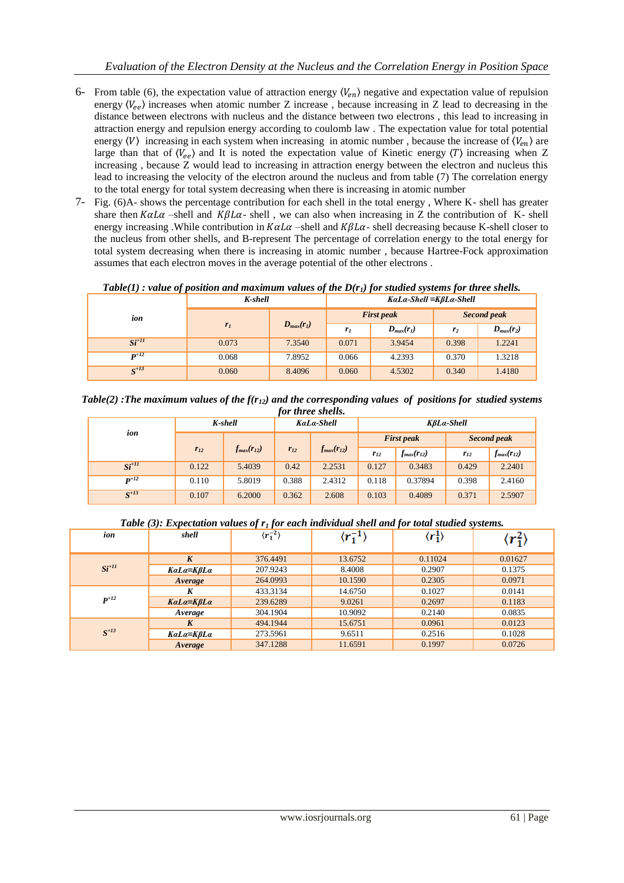6- From table (6), the expectation value of attraction energy $\langle V_{en}\rangle$ negative and expectation value of repulsion energy $\langle V_{ee}\rangle$ increases when atomic number Z increase , because increasing in Z lead to decreasing in the distance between electrons with nucleus and the distance between two electrons , this lead to increasing in attraction energy and repulsion energy according to coulomb law . The expectation value for total potential energy $\langle V\rangle$ increasing in each system when increasing in atomic number , because the increase of $\langle V_{en}\rangle$ are large than that of $\langle V_{ee}\rangle$ and It is noted the expectation value of Kinetic energy $\langle T\rangle$ increasing when Z increasing , because Z would lead to increasing in attraction energy between the electron and nucleus this lead to increasing the velocity of the electron around the nucleus and from table (7) The correlation energy to the total energy for total system decreasing when there is increasing in atomic number

7- Fig. (6)A- shows the percentage contribution for each shell in the total energy , Where K- shell has greater share then $K\alpha L\alpha$ –shell and $K\beta L\alpha$- shell , we can also when increasing in Z the contribution of K- shell energy increasing .While contribution in $K\alpha L\alpha$ –shell and $K\beta L\alpha$- shell decreasing because K-shell closer to the nucleus from other shells, and B-represent The percentage of correlation energy to the total energy for total system decreasing when there is increasing in atomic number , because Hartree-Fock approximation assumes that each electron moves in the average potential of the other electrons .

***Table(1) : value of position and maximum values of the $D(r_1)$ for studied systems for three shells.***

| ion | K-shell | | KαLα-Shell ≡KβLα-Shell | | | |
|---|---|---|---|---|---|---|
| | | | First peak | | Second peak | |
| | $r_1$ | $D_{max}(r_1)$ | $r_1$ | $D_{max}(r_1)$ | $r_2$ | $D_{max}(r_2)$ |
| $Si^{+11}$ | 0.073 | 7.3540 | 0.071 | 3.9454 | 0.398 | 1.2241 |
| $P^{+12}$ | 0.068 | 7.8952 | 0.066 | 4.2393 | 0.370 | 1.3218 |
| $S^{+13}$ | 0.060 | 8.4096 | 0.060 | 4.5302 | 0.340 | 1.4180 |

***Table(2) :The maximum values of the $f(r_{12})$ and the corresponding values of positions for studied systems for three shells.***

| ion | K-shell | | KαLα-Shell | | KβLα-Shell | | | |
|---|---|---|---|---|---|---|---|---|
| | | | | | First peak | | Second peak | |
| | $r_{12}$ | $f_{max}(r_{12})$ | $r_{12}$ | $f_{max}(r_{12})$ | $r_{12}$ | $f_{max}(r_{12})$ | $r_{12}$ | $f_{max}(r_{12})$ |
| $Si^{+11}$ | 0.122 | 5.4039 | 0.42 | 2.2531 | 0.127 | 0.3483 | 0.429 | 2.2401 |
| $P^{+12}$ | 0.110 | 5.8019 | 0.388 | 2.4312 | 0.118 | 0.37894 | 0.398 | 2.4160 |
| $S^{+13}$ | 0.107 | 6.2000 | 0.362 | 2.608 | 0.103 | 0.4089 | 0.371 | 2.5907 |

***Table (3): Expectation values of $r_1$ for each individual shell and for total studied systems.***

| ion | shell | $\langle r_1^{-2}\rangle$ | $\langle r_1^{-1}\rangle$ | $\langle r_1^{1}\rangle$ | $\langle r_1^{2}\rangle$ |
|---|---|---|---|---|---|
| $Si^{+11}$ | K | 376.4491 | 13.6752 | 0.11024 | 0.01627 |
| | KαLα≡KβLα | 207.9243 | 8.4008 | 0.2907 | 0.1375 |
| | Average | 264.0993 | 10.1590 | 0.2305 | 0.0971 |
| $P^{+12}$ | K | 433.3134 | 14.6750 | 0.1027 | 0.0141 |
| | KαLα≡KβLα | 239.6289 | 9.0261 | 0.2697 | 0.1183 |
| | Average | 304.1904 | 10.9092 | 0.2140 | 0.0835 |
| $S^{+13}$ | K | 494.1944 | 15.6751 | 0.0961 | 0.0123 |
| | KαLα≡KβLα | 273.5961 | 9.6511 | 0.2516 | 0.1028 |
| | Average | 347.1288 | 11.6591 | 0.1997 | 0.0726 |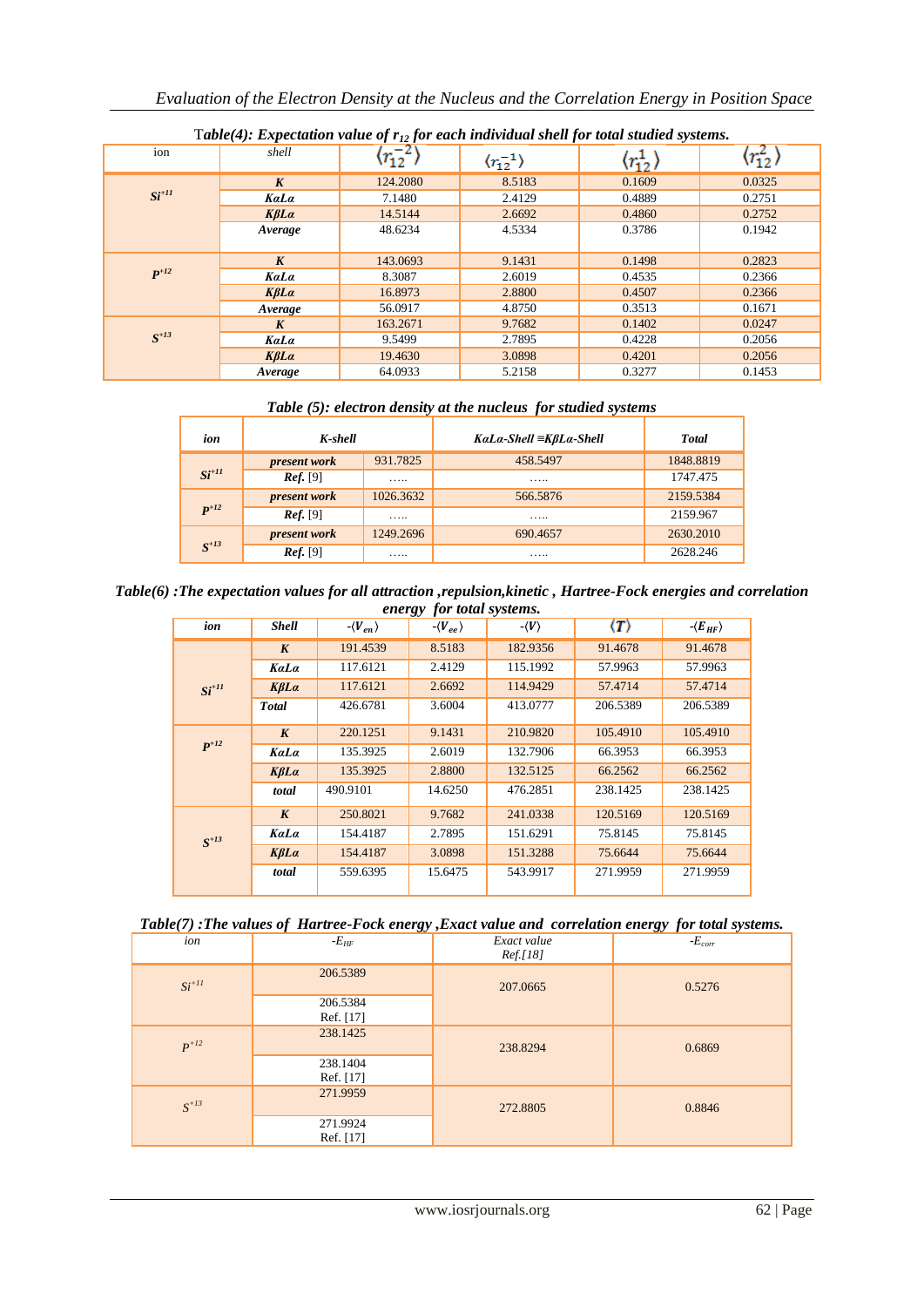**Table(4): Expectation value of $r_{12}$ for each individual shell for total studied systems.**

| ion | shell | $\langle r_{12}^{-2} \rangle$ | $\langle r_{12}^{-1} \rangle$ | $\langle r_{12}^{1} \rangle$ | $\langle r_{12}^{2} \rangle$ |
|---|---|---|---|---|---|
| $Si^{+11}$ | ***K*** | 124.2080 | 8.5183 | 0.1609 | 0.0325 |
| | ***KαLα*** | 7.1480 | 2.4129 | 0.4889 | 0.2751 |
| | ***KβLα*** | 14.5144 | 2.6692 | 0.4860 | 0.2752 |
| | ***Average*** | 48.6234 | 4.5334 | 0.3786 | 0.1942 |
| $P^{+12}$ | ***K*** | 143.0693 | 9.1431 | 0.1498 | 0.2823 |
| | ***KαLα*** | 8.3087 | 2.6019 | 0.4535 | 0.2366 |
| | ***KβLα*** | 16.8973 | 2.8800 | 0.4507 | 0.2366 |
| | ***Average*** | 56.0917 | 4.8750 | 0.3513 | 0.1671 |
| $S^{+13}$ | ***K*** | 163.2671 | 9.7682 | 0.1402 | 0.0247 |
| | ***KαLα*** | 9.5499 | 2.7895 | 0.4228 | 0.2056 |
| | ***KβLα*** | 19.4630 | 3.0898 | 0.4201 | 0.2056 |
| | ***Average*** | 64.0933 | 5.2158 | 0.3277 | 0.1453 |

**Table (5): electron density at the nucleus for studied systems**

| ion | K-shell | | KαLα-Shell ≡KβLα-Shell | Total |
|---|---|---|---|---|
| $Si^{+11}$ | *present work* | 931.7825 | 458.5497 | 1848.8819 |
| | *Ref.* [9] | ….. | ….. | 1747.475 |
| $P^{+12}$ | *present work* | 1026.3632 | 566.5876 | 2159.5384 |
| | *Ref.* [9] | ….. | ….. | 2159.967 |
| $S^{+13}$ | *present work* | 1249.2696 | 690.4657 | 2630.2010 |
| | *Ref.* [9] | ….. | ….. | 2628.246 |

**Table(6) :The expectation values for all attraction ,repulsion,kinetic , Hartree-Fock energies and correlation energy for total systems.**

| ion | Shell | $-\langle V_{en} \rangle$ | $-\langle V_{ee} \rangle$ | $-\langle V \rangle$ | $\langle T \rangle$ | $-\langle E_{HF} \rangle$ |
|---|---|---|---|---|---|---|
| $Si^{+11}$ | ***K*** | 191.4539 | 8.5183 | 182.9356 | 91.4678 | 91.4678 |
| | ***KαLα*** | 117.6121 | 2.4129 | 115.1992 | 57.9963 | 57.9963 |
| | ***KβLα*** | 117.6121 | 2.6692 | 114.9429 | 57.4714 | 57.4714 |
| | ***Total*** | 426.6781 | 3.6004 | 413.0777 | 206.5389 | 206.5389 |
| $P^{+12}$ | ***K*** | 220.1251 | 9.1431 | 210.9820 | 105.4910 | 105.4910 |
| | ***KαLα*** | 135.3925 | 2.6019 | 132.7906 | 66.3953 | 66.3953 |
| | ***KβLα*** | 135.3925 | 2.8800 | 132.5125 | 66.2562 | 66.2562 |
| | ***total*** | 490.9101 | 14.6250 | 476.2851 | 238.1425 | 238.1425 |
| $S^{+13}$ | ***K*** | 250.8021 | 9.7682 | 241.0338 | 120.5169 | 120.5169 |
| | ***KαLα*** | 154.4187 | 2.7895 | 151.6291 | 75.8145 | 75.8145 |
| | ***KβLα*** | 154.4187 | 3.0898 | 151.3288 | 75.6644 | 75.6644 |
| | ***total*** | 559.6395 | 15.6475 | 543.9917 | 271.9959 | 271.9959 |

**Table(7) :The values of Hartree-Fock energy ,Exact value and correlation energy for total systems.**

| ion | $-E_{HF}$ | Exact value Ref.[18] | $-E_{corr}$ |
|---|---|---|---|
| $Si^{+11}$ | 206.5389 | 207.0665 | 0.5276 |
| | 206.5384 Ref. [17] | | |
| $P^{+12}$ | 238.1425 | 238.8294 | 0.6869 |
| | 238.1404 Ref. [17] | | |
| $S^{+13}$ | 271.9959 | 272.8805 | 0.8846 |
| | 271.9924 Ref. [17] | | |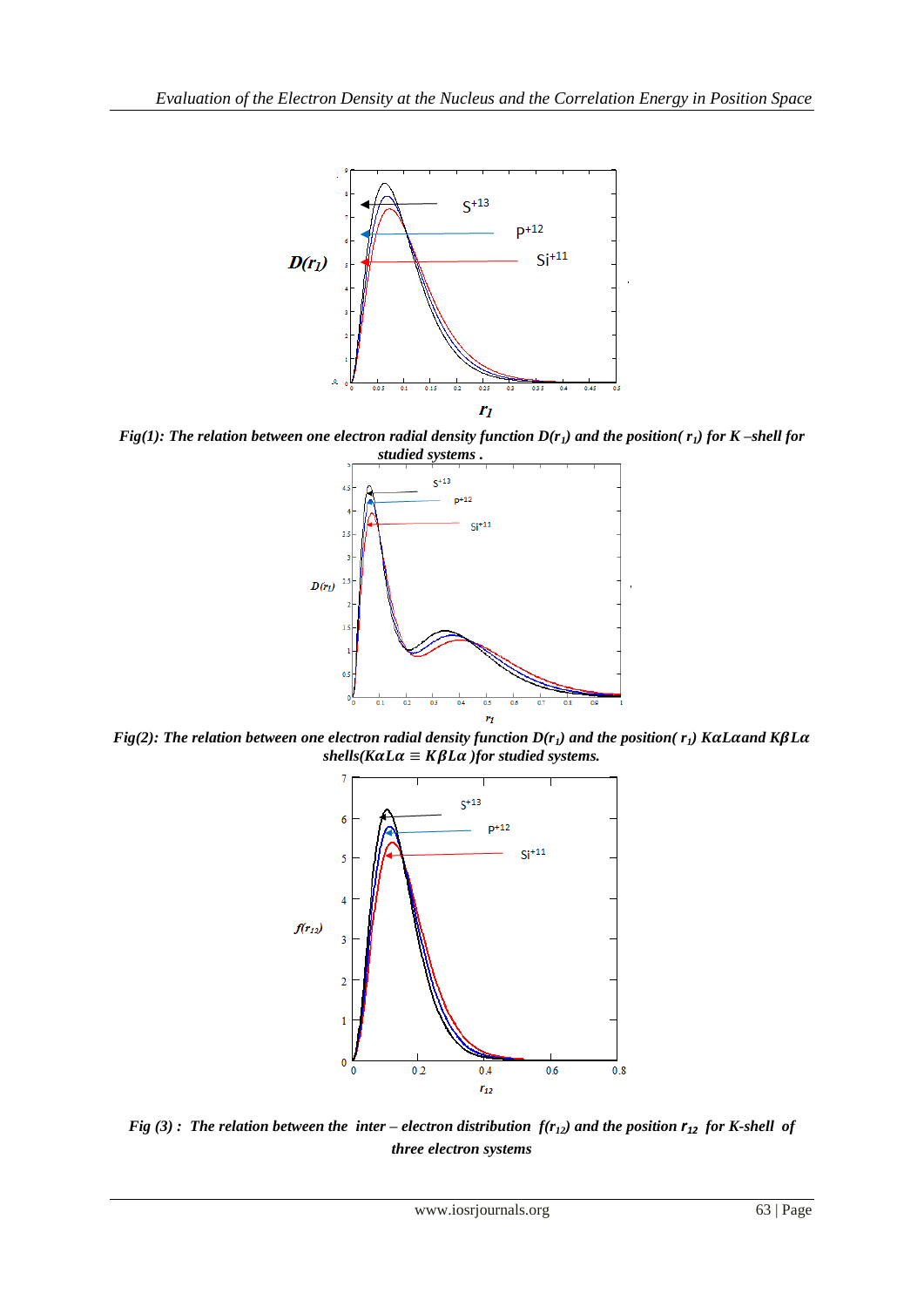*Fig(1): The relation between one electron radial density function $D(r_1)$ and the position( $r_1$) for K –shell for studied systems .*

*Fig(2): The relation between one electron radial density function $D(r_1)$ and the position( $r_1$) $K\alpha L\alpha$ and $K\beta L\alpha$ shells($K\alpha L\alpha \equiv K\beta L\alpha$ )for studied systems.*

*Fig (3) : The relation between the inter – electron distribution $f(r_{12})$ and the position $r_{12}$ for K-shell of three electron systems*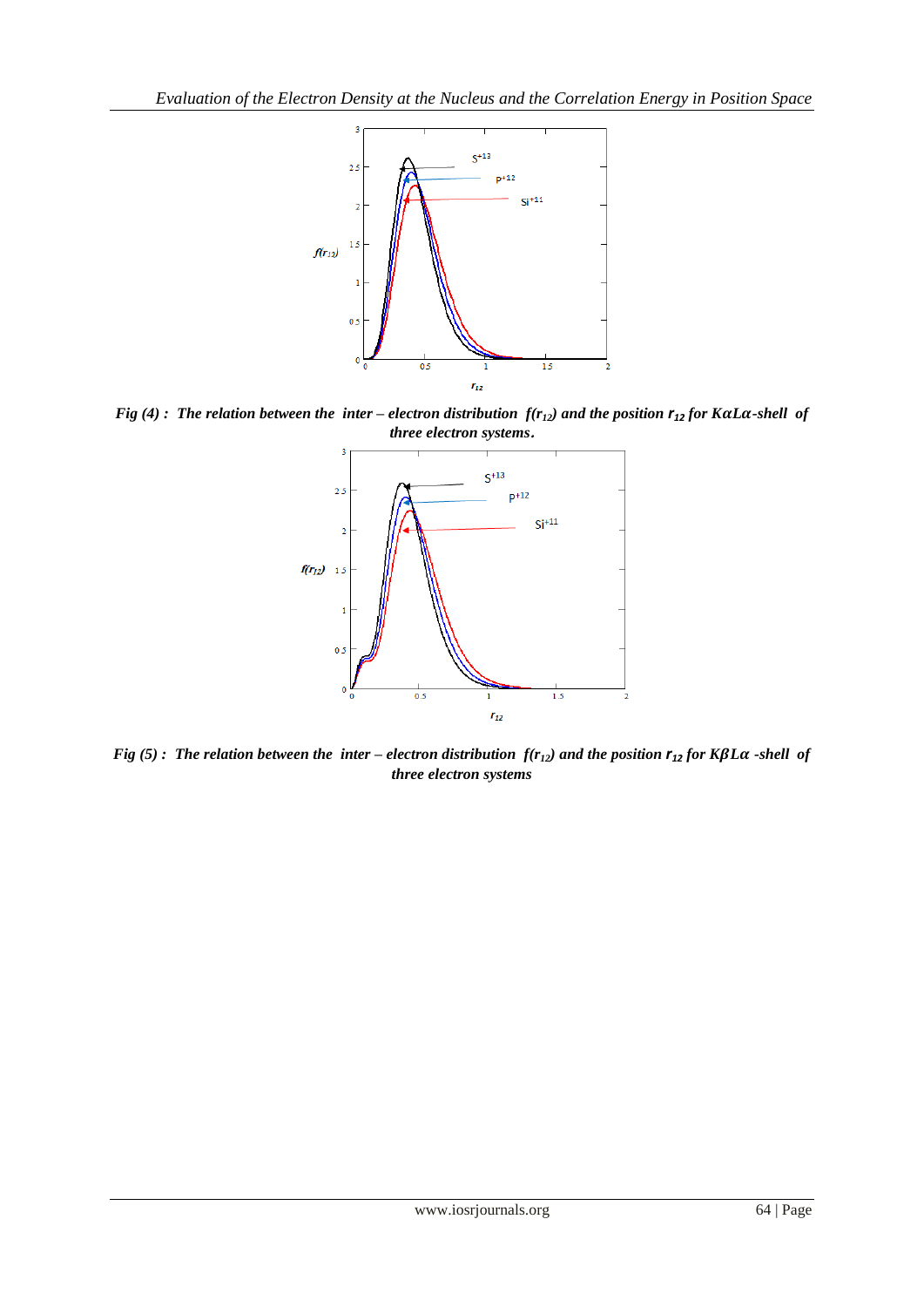*Fig (4) : The relation between the inter – electron distribution $f(r_{12})$ and the position $r_{12}$ for $K\alpha L\alpha$-shell of three electron systems.*

*Fig (5) : The relation between the inter – electron distribution $f(r_{12})$ and the position $r_{12}$ for $K\beta L\alpha$ -shell of three electron systems*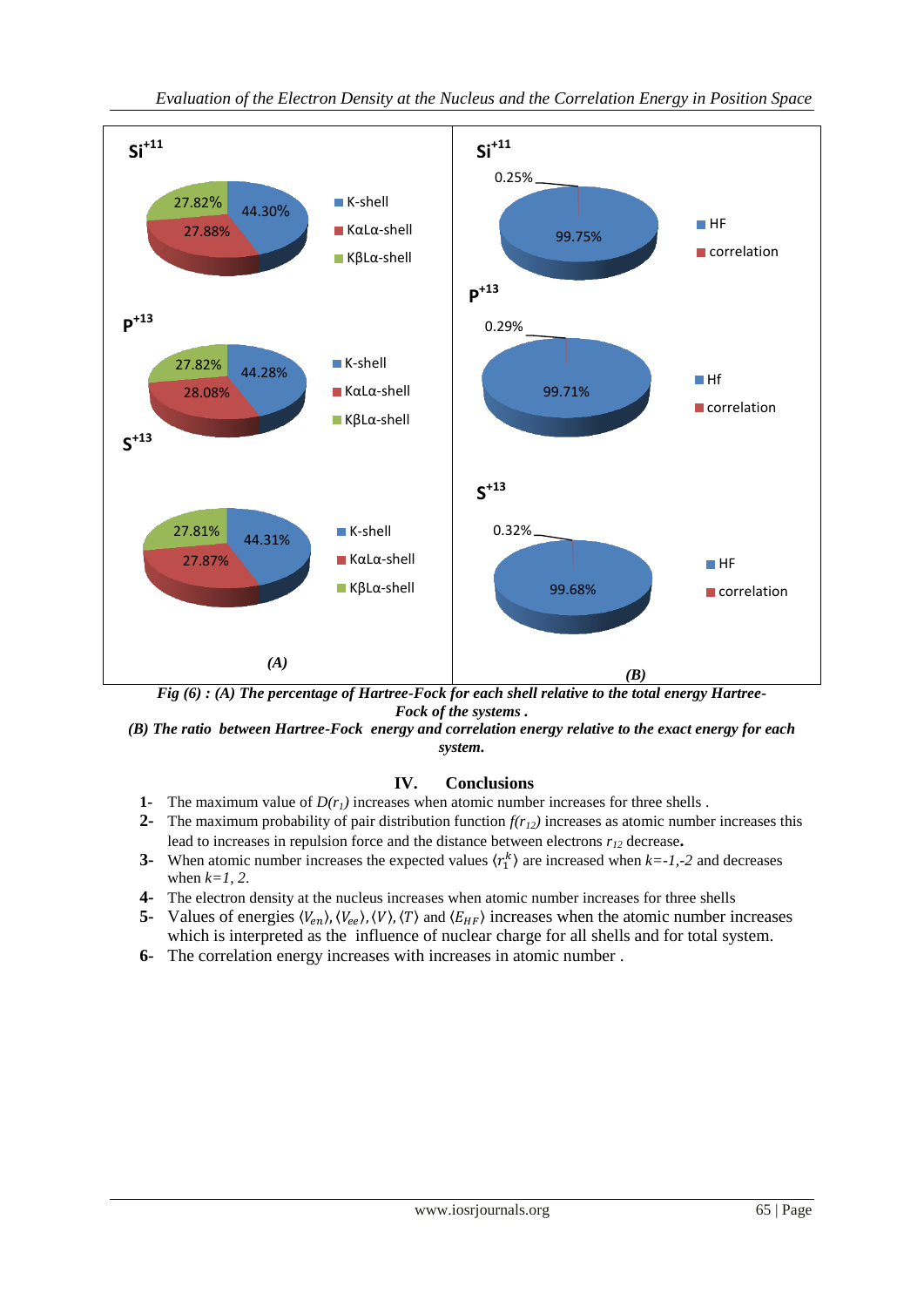Fig (6) : (A) The percentage of Hartree-Fock for each shell relative to the total energy Hartree-Fock of the systems .

(B) The ratio between Hartree-Fock energy and correlation energy relative to the exact energy for each system.

## IV. Conclusions

1. The maximum value of $D(r_1)$ increases when atomic number increases for three shells .
2. The maximum probability of pair distribution function $f(r_{12})$ increases as atomic number increases this lead to increases in repulsion force and the distance between electrons $r_{12}$ decrease.
3. When atomic number increases the expected values $\langle r_1^k \rangle$ are increased when $k=-1,-2$ and decreases when $k=1, 2$.
4. The electron density at the nucleus increases when atomic number increases for three shells
5. Values of energies $\langle V_{en}\rangle, \langle V_{ee}\rangle, \langle V\rangle, \langle T\rangle$ and $\langle E_{HF}\rangle$ increases when the atomic number increases which is interpreted as the influence of nuclear charge for all shells and for total system.
6. The correlation energy increases with increases in atomic number .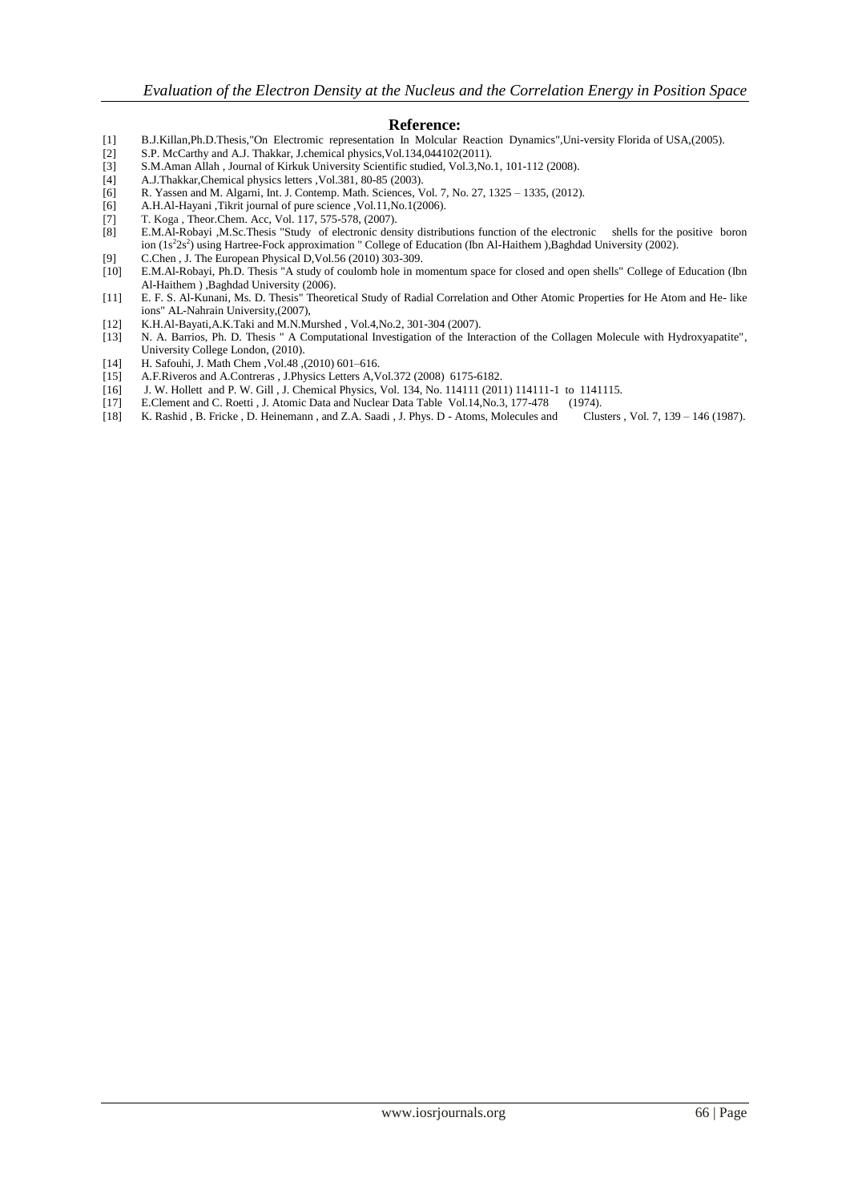## Reference:

[1] B.J.Killan,Ph.D.Thesis,"On Electromic representation In Molcular Reaction Dynamics",Uni-versity Florida of USA,(2005).

[2] S.P. McCarthy and A.J. Thakkar, J.chemical physics,Vol.134,044102(2011).

[3] S.M.Aman Allah , Journal of Kirkuk University Scientific studied, Vol.3,No.1, 101-112 (2008).

[4] A.J.Thakkar,Chemical physics letters ,Vol.381, 80-85 (2003).

[6] R. Yassen and M. Algarni, Int. J. Contemp. Math. Sciences, Vol. 7, No. 27, 1325 – 1335, (2012).

[6] A.H.Al-Hayani ,Tikrit journal of pure science ,Vol.11,No.1(2006).

[7] T. Koga , Theor.Chem. Acc, Vol. 117, 575-578, (2007).

[8] E.M.Al-Robayi ,M.Sc.Thesis "Study of electronic density distributions function of the electronic shells for the positive boron ion ($1s^2 2s^2$) using Hartree-Fock approximation " College of Education (Ibn Al-Haithem ),Baghdad University (2002).

[9] C.Chen , J. The European Physical D,Vol.56 (2010) 303-309.

[10] E.M.Al-Robayi, Ph.D. Thesis "A study of coulomb hole in momentum space for closed and open shells" College of Education (Ibn Al-Haithem ) ,Baghdad University (2006).

[11] E. F. S. Al-Kunani, Ms. D. Thesis" Theoretical Study of Radial Correlation and Other Atomic Properties for He Atom and He- like ions" AL-Nahrain University,(2007),

[12] K.H.Al-Bayati,A.K.Taki and M.N.Murshed , Vol.4,No.2, 301-304 (2007).

[13] N. A. Barrios, Ph. D. Thesis " A Computational Investigation of the Interaction of the Collagen Molecule with Hydroxyapatite", University College London, (2010).

[14] H. Safouhi, J. Math Chem ,Vol.48 ,(2010) 601–616.

[15] A.F.Riveros and A.Contreras , J.Physics Letters A,Vol.372 (2008) 6175-6182.

[16] J. W. Hollett and P. W. Gill , J. Chemical Physics, Vol. 134, No. 114111 (2011) 114111-1 to 1141115.

[17] E.Clement and C. Roetti , J. Atomic Data and Nuclear Data Table Vol.14,No.3, 177-478 (1974).

[18] K. Rashid , B. Fricke , D. Heinemann , and Z.A. Saadi , J. Phys. D - Atoms, Molecules and Clusters , Vol. 7, 139 – 146 (1987).